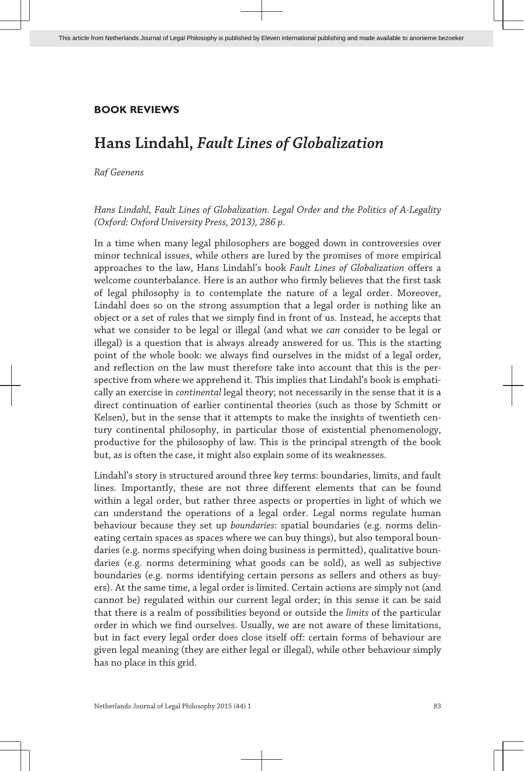## BOOK REVIEWS

# Hans Lindahl, *Fault Lines of Globalization*

*Raf Geenens*

*Hans Lindahl, Fault Lines of Globalization. Legal Order and the Politics of A-Legality (Oxford: Oxford University Press, 2013), 286 p.*

In a time when many legal philosophers are bogged down in controversies over minor technical issues, while others are lured by the promises of more empirical approaches to the law, Hans Lindahl's book *Fault Lines of Globalization* offers a welcome counterbalance. Here is an author who firmly believes that the first task of legal philosophy is to contemplate the nature of a legal order. Moreover, Lindahl does so on the strong assumption that a legal order is nothing like an object or a set of rules that we simply find in front of us. Instead, he accepts that what we consider to be legal or illegal (and what we *can* consider to be legal or illegal) is a question that is always already answered for us. This is the starting point of the whole book: we always find ourselves in the midst of a legal order, and reflection on the law must therefore take into account that this is the perspective from where we apprehend it. This implies that Lindahl's book is emphatically an exercise in *continental* legal theory; not necessarily in the sense that it is a direct continuation of earlier continental theories (such as those by Schmitt or Kelsen), but in the sense that it attempts to make the insights of twentieth century continental philosophy, in particular those of existential phenomenology, productive for the philosophy of law. This is the principal strength of the book but, as is often the case, it might also explain some of its weaknesses.

Lindahl's story is structured around three key terms: boundaries, limits, and fault lines. Importantly, these are not three different elements that can be found within a legal order, but rather three aspects or properties in light of which we can understand the operations of a legal order. Legal norms regulate human behaviour because they set up *boundaries*: spatial boundaries (e.g. norms delineating certain spaces as spaces where we can buy things), but also temporal boundaries (e.g. norms specifying when doing business is permitted), qualitative boundaries (e.g. norms determining what goods can be sold), as well as subjective boundaries (e.g. norms identifying certain persons as sellers and others as buyers). At the same time, a legal order is limited. Certain actions are simply not (and cannot be) regulated within our current legal order; in this sense it can be said that there is a realm of possibilities beyond or outside the *limits* of the particular order in which we find ourselves. Usually, we are not aware of these limitations, but in fact every legal order does close itself off: certain forms of behaviour are given legal meaning (they are either legal or illegal), while other behaviour simply has no place in this grid.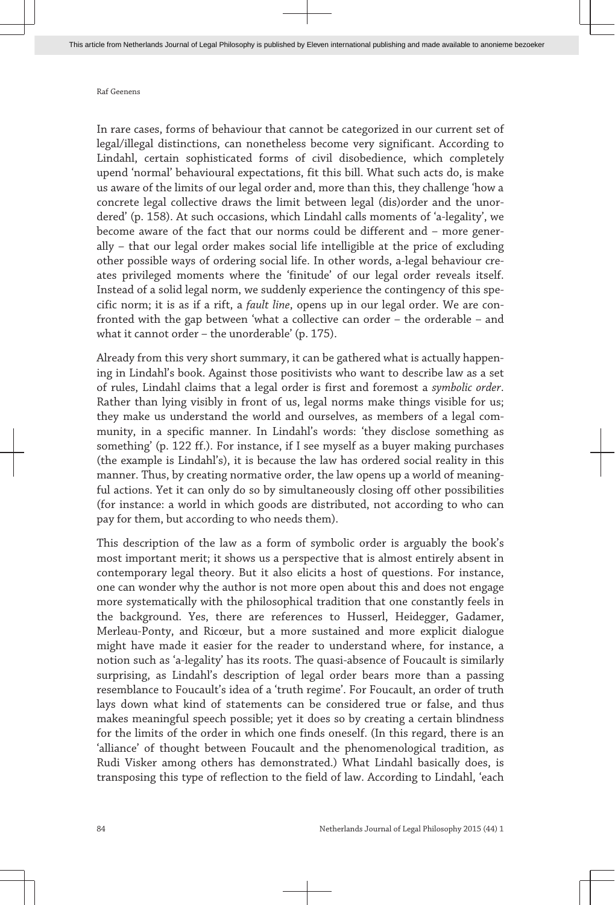In rare cases, forms of behaviour that cannot be categorized in our current set of legal/illegal distinctions, can nonetheless become very significant. According to Lindahl, certain sophisticated forms of civil disobedience, which completely upend 'normal' behavioural expectations, fit this bill. What such acts do, is make us aware of the limits of our legal order and, more than this, they challenge 'how a concrete legal collective draws the limit between legal (dis)order and the unordered' (p. 158). At such occasions, which Lindahl calls moments of 'a-legality', we become aware of the fact that our norms could be different and – more generally – that our legal order makes social life intelligible at the price of excluding other possible ways of ordering social life. In other words, a-legal behaviour creates privileged moments where the 'finitude' of our legal order reveals itself. Instead of a solid legal norm, we suddenly experience the contingency of this specific norm; it is as if a rift, a *fault line*, opens up in our legal order. We are confronted with the gap between 'what a collective can order – the orderable – and what it cannot order – the unorderable' (p. 175).

Already from this very short summary, it can be gathered what is actually happening in Lindahl's book. Against those positivists who want to describe law as a set of rules, Lindahl claims that a legal order is first and foremost a *symbolic order*. Rather than lying visibly in front of us, legal norms make things visible for us; they make us understand the world and ourselves, as members of a legal community, in a specific manner. In Lindahl's words: 'they disclose something as something' (p. 122 ff.). For instance, if I see myself as a buyer making purchases (the example is Lindahl's), it is because the law has ordered social reality in this manner. Thus, by creating normative order, the law opens up a world of meaningful actions. Yet it can only do so by simultaneously closing off other possibilities (for instance: a world in which goods are distributed, not according to who can pay for them, but according to who needs them).

This description of the law as a form of symbolic order is arguably the book's most important merit; it shows us a perspective that is almost entirely absent in contemporary legal theory. But it also elicits a host of questions. For instance, one can wonder why the author is not more open about this and does not engage more systematically with the philosophical tradition that one constantly feels in the background. Yes, there are references to Husserl, Heidegger, Gadamer, Merleau-Ponty, and Ricœur, but a more sustained and more explicit dialogue might have made it easier for the reader to understand where, for instance, a notion such as 'a-legality' has its roots. The quasi-absence of Foucault is similarly surprising, as Lindahl's description of legal order bears more than a passing resemblance to Foucault's idea of a 'truth regime'. For Foucault, an order of truth lays down what kind of statements can be considered true or false, and thus makes meaningful speech possible; yet it does so by creating a certain blindness for the limits of the order in which one finds oneself. (In this regard, there is an 'alliance' of thought between Foucault and the phenomenological tradition, as Rudi Visker among others has demonstrated.) What Lindahl basically does, is transposing this type of reflection to the field of law. According to Lindahl, 'each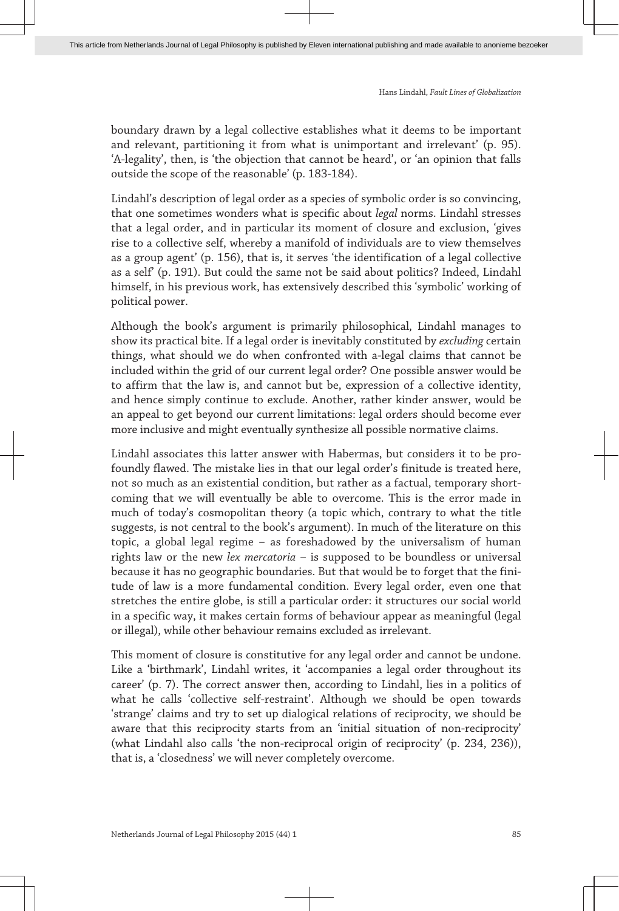boundary drawn by a legal collective establishes what it deems to be important and relevant, partitioning it from what is unimportant and irrelevant' (p. 95). 'A-legality', then, is 'the objection that cannot be heard', or 'an opinion that falls outside the scope of the reasonable' (p. 183-184).

Lindahl's description of legal order as a species of symbolic order is so convincing, that one sometimes wonders what is specific about *legal* norms. Lindahl stresses that a legal order, and in particular its moment of closure and exclusion, 'gives rise to a collective self, whereby a manifold of individuals are to view themselves as a group agent' (p. 156), that is, it serves 'the identification of a legal collective as a self' (p. 191). But could the same not be said about politics? Indeed, Lindahl himself, in his previous work, has extensively described this 'symbolic' working of political power.

Although the book's argument is primarily philosophical, Lindahl manages to show its practical bite. If a legal order is inevitably constituted by *excluding* certain things, what should we do when confronted with a-legal claims that cannot be included within the grid of our current legal order? One possible answer would be to affirm that the law is, and cannot but be, expression of a collective identity, and hence simply continue to exclude. Another, rather kinder answer, would be an appeal to get beyond our current limitations: legal orders should become ever more inclusive and might eventually synthesize all possible normative claims.

Lindahl associates this latter answer with Habermas, but considers it to be profoundly flawed. The mistake lies in that our legal order's finitude is treated here, not so much as an existential condition, but rather as a factual, temporary shortcoming that we will eventually be able to overcome. This is the error made in much of today's cosmopolitan theory (a topic which, contrary to what the title suggests, is not central to the book's argument). In much of the literature on this topic, a global legal regime – as foreshadowed by the universalism of human rights law or the new *lex mercatoria* – is supposed to be boundless or universal because it has no geographic boundaries. But that would be to forget that the finitude of law is a more fundamental condition. Every legal order, even one that stretches the entire globe, is still a particular order: it structures our social world in a specific way, it makes certain forms of behaviour appear as meaningful (legal or illegal), while other behaviour remains excluded as irrelevant.

This moment of closure is constitutive for any legal order and cannot be undone. Like a 'birthmark', Lindahl writes, it 'accompanies a legal order throughout its career' (p. 7). The correct answer then, according to Lindahl, lies in a politics of what he calls 'collective self-restraint'. Although we should be open towards 'strange' claims and try to set up dialogical relations of reciprocity, we should be aware that this reciprocity starts from an 'initial situation of non-reciprocity' (what Lindahl also calls 'the non-reciprocal origin of reciprocity' (p. 234, 236)), that is, a 'closedness' we will never completely overcome.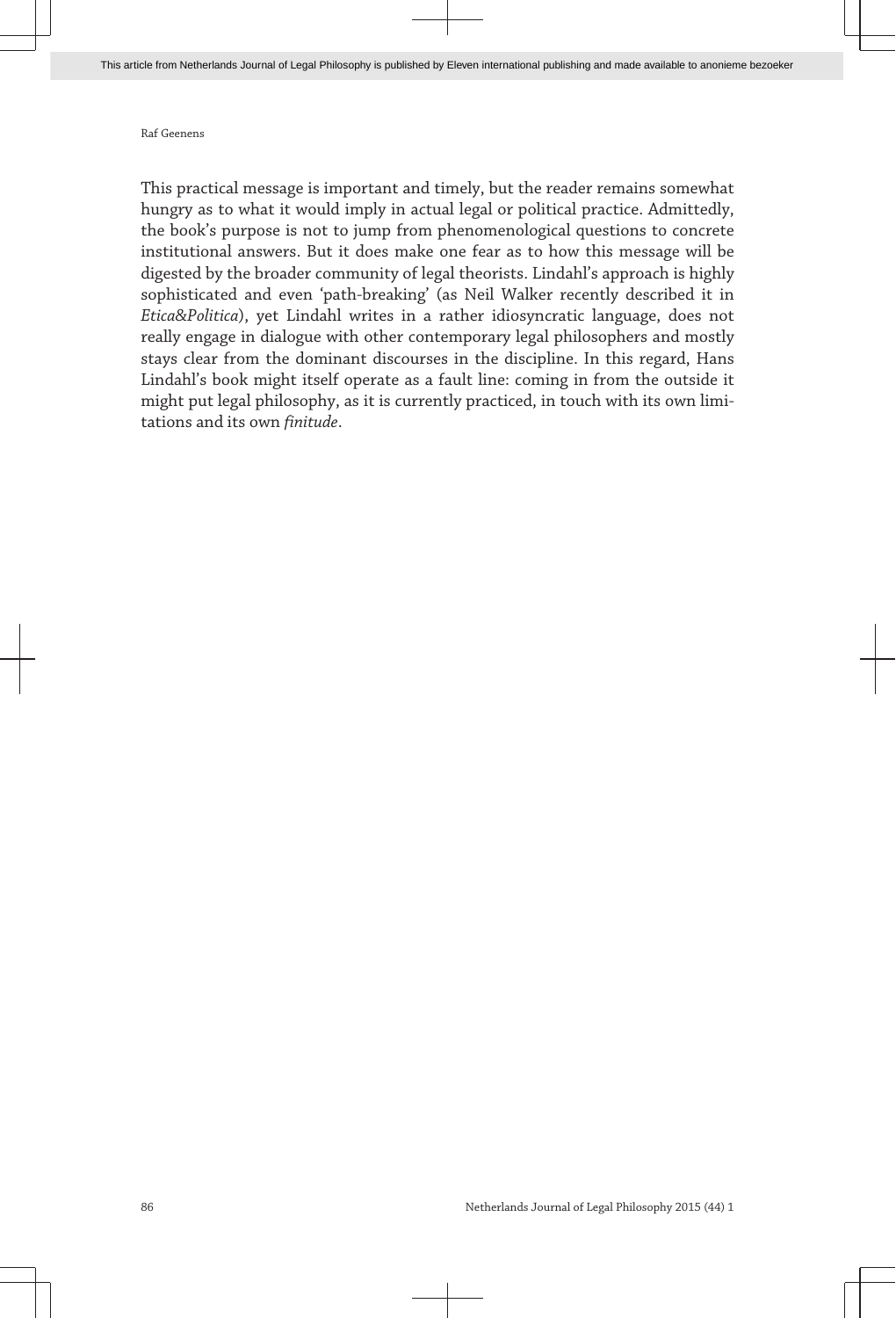This practical message is important and timely, but the reader remains somewhat hungry as to what it would imply in actual legal or political practice. Admittedly, the book's purpose is not to jump from phenomenological questions to concrete institutional answers. But it does make one fear as to how this message will be digested by the broader community of legal theorists. Lindahl's approach is highly sophisticated and even 'path-breaking' (as Neil Walker recently described it in *Etica&Politica*), yet Lindahl writes in a rather idiosyncratic language, does not really engage in dialogue with other contemporary legal philosophers and mostly stays clear from the dominant discourses in the discipline. In this regard, Hans Lindahl's book might itself operate as a fault line: coming in from the outside it might put legal philosophy, as it is currently practiced, in touch with its own limitations and its own *finitude*.